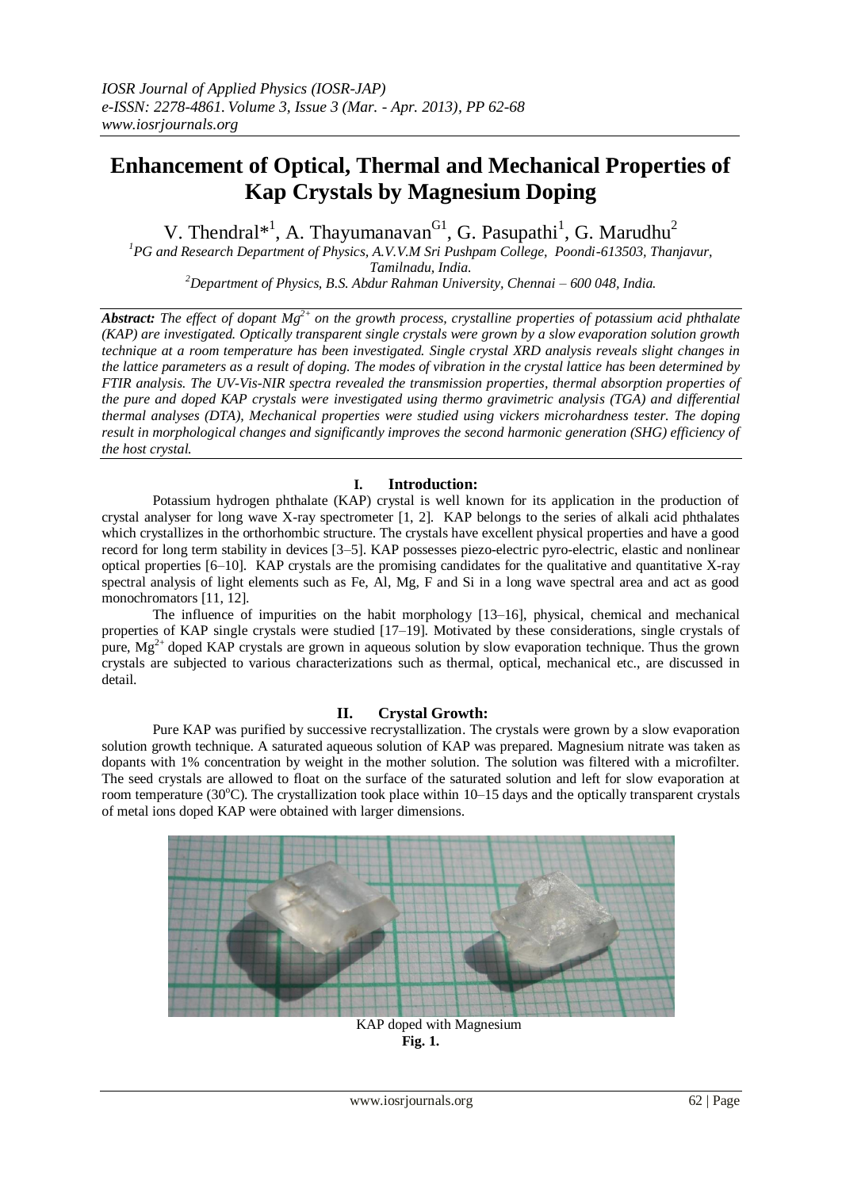# Enhancement of Optical, Thermal and Mechanical Properties of Kap Crystals by Magnesium Doping

V. Thendral*[1], A. Thayumanavan[G1], G. Pasupathi[1], G. Marudhu[2]

[1]PG and Research Department of Physics, A.V.V.M Sri Pushpam College, Poondi-613503, Thanjavur, Tamilnadu, India.

[2]Department of Physics, B.S. Abdur Rahman University, Chennai – 600 048, India.

***Abstract:*** *The effect of dopant $Mg^{2+}$ on the growth process, crystalline properties of potassium acid phthalate (KAP) are investigated. Optically transparent single crystals were grown by a slow evaporation solution growth technique at a room temperature has been investigated. Single crystal XRD analysis reveals slight changes in the lattice parameters as a result of doping. The modes of vibration in the crystal lattice has been determined by FTIR analysis. The UV-Vis-NIR spectra revealed the transmission properties, thermal absorption properties of the pure and doped KAP crystals were investigated using thermo gravimetric analysis (TGA) and differential thermal analyses (DTA), Mechanical properties were studied using vickers microhardness tester. The doping result in morphological changes and significantly improves the second harmonic generation (SHG) efficiency of the host crystal.*

## I. Introduction:

Potassium hydrogen phthalate (KAP) crystal is well known for its application in the production of crystal analyser for long wave X-ray spectrometer [1, 2]. KAP belongs to the series of alkali acid phthalates which crystallizes in the orthorhombic structure. The crystals have excellent physical properties and have a good record for long term stability in devices [3–5]. KAP possesses piezo-electric pyro-electric, elastic and nonlinear optical properties [6–10]. KAP crystals are the promising candidates for the qualitative and quantitative X-ray spectral analysis of light elements such as Fe, Al, Mg, F and Si in a long wave spectral area and act as good monochromators [11, 12].

The influence of impurities on the habit morphology [13–16], physical, chemical and mechanical properties of KAP single crystals were studied [17–19]. Motivated by these considerations, single crystals of pure, $Mg^{2+}$ doped KAP crystals are grown in aqueous solution by slow evaporation technique. Thus the grown crystals are subjected to various characterizations such as thermal, optical, mechanical etc., are discussed in detail.

## II. Crystal Growth:

Pure KAP was purified by successive recrystallization. The crystals were grown by a slow evaporation solution growth technique. A saturated aqueous solution of KAP was prepared. Magnesium nitrate was taken as dopants with 1% concentration by weight in the mother solution. The solution was filtered with a microfilter. The seed crystals are allowed to float on the surface of the saturated solution and left for slow evaporation at room temperature (30°C). The crystallization took place within 10–15 days and the optically transparent crystals of metal ions doped KAP were obtained with larger dimensions.

KAP doped with Magnesium

**Fig. 1.**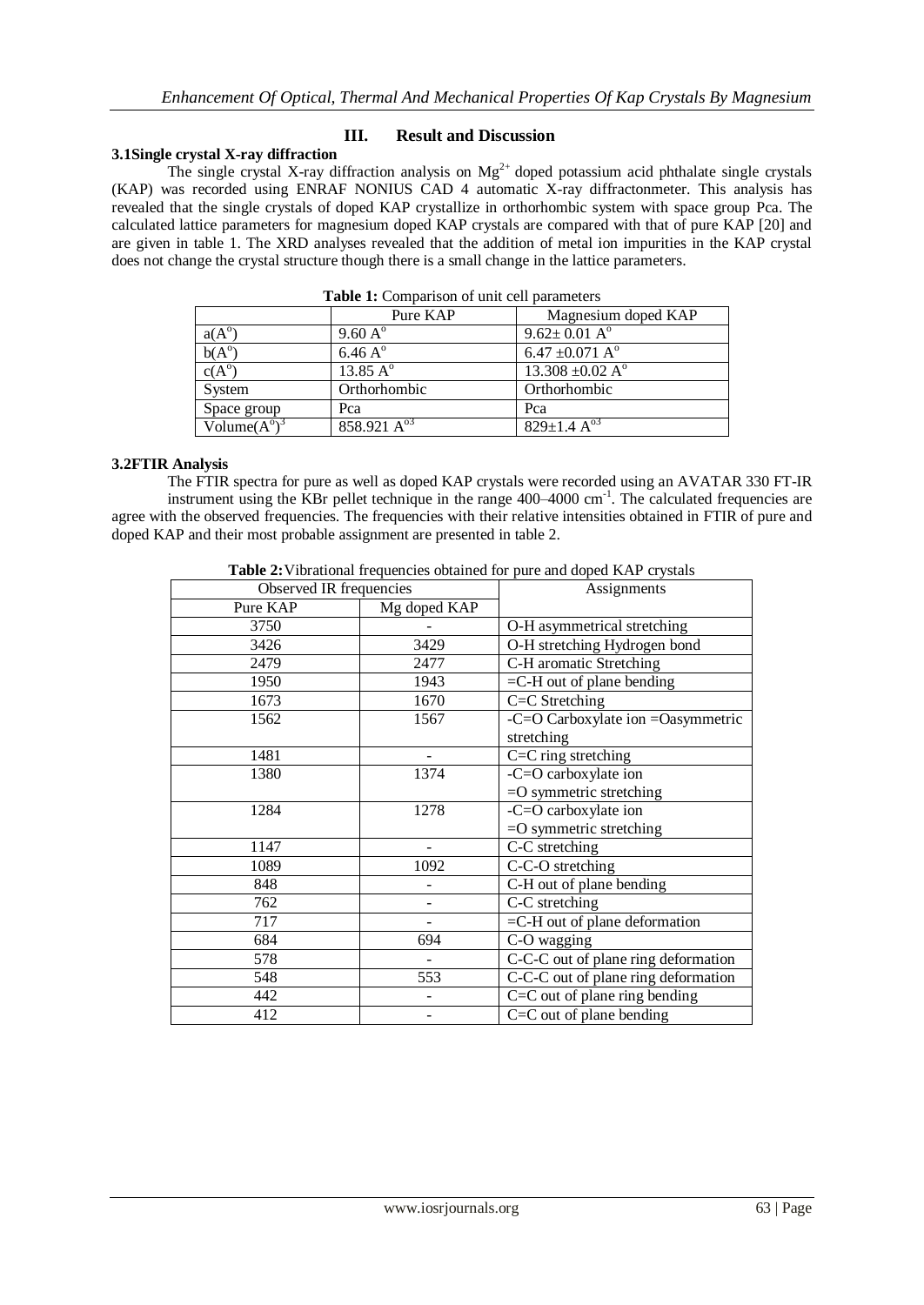## III. Result and Discussion

### 3.1Single crystal X-ray diffraction

The single crystal X-ray diffraction analysis on $Mg^{2+}$ doped potassium acid phthalate single crystals (KAP) was recorded using ENRAF NONIUS CAD 4 automatic X-ray diffractonmeter. This analysis has revealed that the single crystals of doped KAP crystallize in orthorhombic system with space group Pca. The calculated lattice parameters for magnesium doped KAP crystals are compared with that of pure KAP [20] and are given in table 1. The XRD analyses revealed that the addition of metal ion impurities in the KAP crystal does not change the crystal structure though there is a small change in the lattice parameters.

**Table 1:** Comparison of unit cell parameters

| | Pure KAP | Magnesium doped KAP |
|---|---|---|
| a(A$^o$) | 9.60 A$^o$ | 9.62± 0.01 A$^o$ |
| b(A$^o$) | 6.46 A$^o$ | 6.47 ±0.071 A$^o$ |
| c(A$^o$) | 13.85 A$^o$ | 13.308 ±0.02 A$^o$ |
| System | Orthorhombic | Orthorhombic |
| Space group | Pca | Pca |
| Volume(A$^o$)$^3$ | 858.921 A$^{o3}$ | 829±1.4 A$^{o3}$ |

### 3.2FTIR Analysis

The FTIR spectra for pure as well as doped KAP crystals were recorded using an AVATAR 330 FT-IR instrument using the KBr pellet technique in the range 400–4000 cm$^{-1}$. The calculated frequencies are agree with the observed frequencies. The frequencies with their relative intensities obtained in FTIR of pure and doped KAP and their most probable assignment are presented in table 2.

**Table 2:** Vibrational frequencies obtained for pure and doped KAP crystals

| Observed IR frequencies | | Assignments |
|---|---|---|
| Pure KAP | Mg doped KAP | |
| 3750 | - | O-H asymmetrical stretching |
| 3426 | 3429 | O-H stretching Hydrogen bond |
| 2479 | 2477 | C-H aromatic Stretching |
| 1950 | 1943 | =C-H out of plane bending |
| 1673 | 1670 | C=C Stretching |
| 1562 | 1567 | -C=O Carboxylate ion =Oasymmetric stretching |
| 1481 | - | C=C ring stretching |
| 1380 | 1374 | -C=O carboxylate ion =O symmetric stretching |
| 1284 | 1278 | -C=O carboxylate ion =O symmetric stretching |
| 1147 | - | C-C stretching |
| 1089 | 1092 | C-C-O stretching |
| 848 | - | C-H out of plane bending |
| 762 | - | C-C stretching |
| 717 | - | =C-H out of plane deformation |
| 684 | 694 | C-O wagging |
| 578 | - | C-C-C out of plane ring deformation |
| 548 | 553 | C-C-C out of plane ring deformation |
| 442 | - | C=C out of plane ring bending |
| 412 | - | C=C out of plane bending |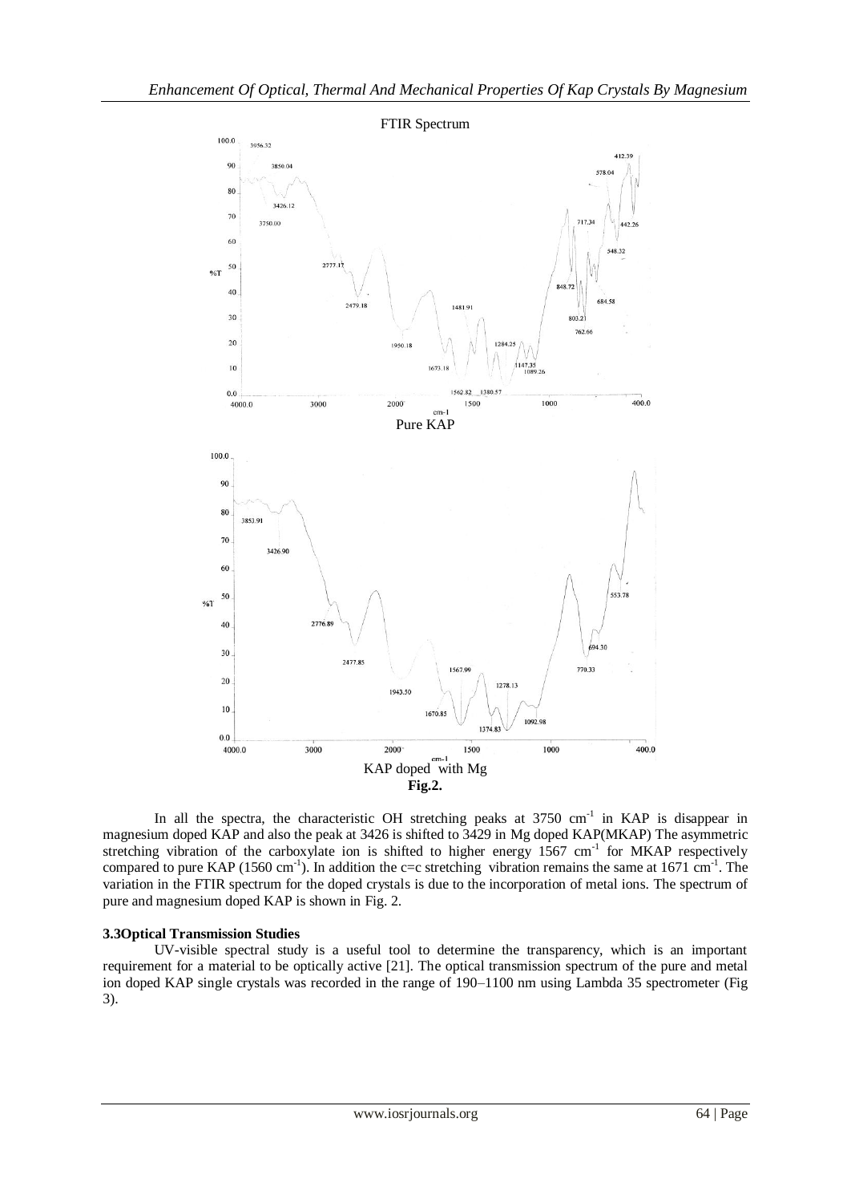FTIR Spectrum

Pure KAP

KAP doped with Mg

**Fig.2.**

In all the spectra, the characteristic OH stretching peaks at 3750 $cm^{-1}$ in KAP is disappear in magnesium doped KAP and also the peak at 3426 is shifted to 3429 in Mg doped KAP(MKAP) The asymmetric stretching vibration of the carboxylate ion is shifted to higher energy 1567 $cm^{-1}$ for MKAP respectively compared to pure KAP (1560 $cm^{-1}$). In addition the c=c stretching vibration remains the same at 1671 $cm^{-1}$. The variation in the FTIR spectrum for the doped crystals is due to the incorporation of metal ions. The spectrum of pure and magnesium doped KAP is shown in Fig. 2.

### 3.3Optical Transmission Studies

UV-visible spectral study is a useful tool to determine the transparency, which is an important requirement for a material to be optically active [21]. The optical transmission spectrum of the pure and metal ion doped KAP single crystals was recorded in the range of 190–1100 nm using Lambda 35 spectrometer (Fig 3).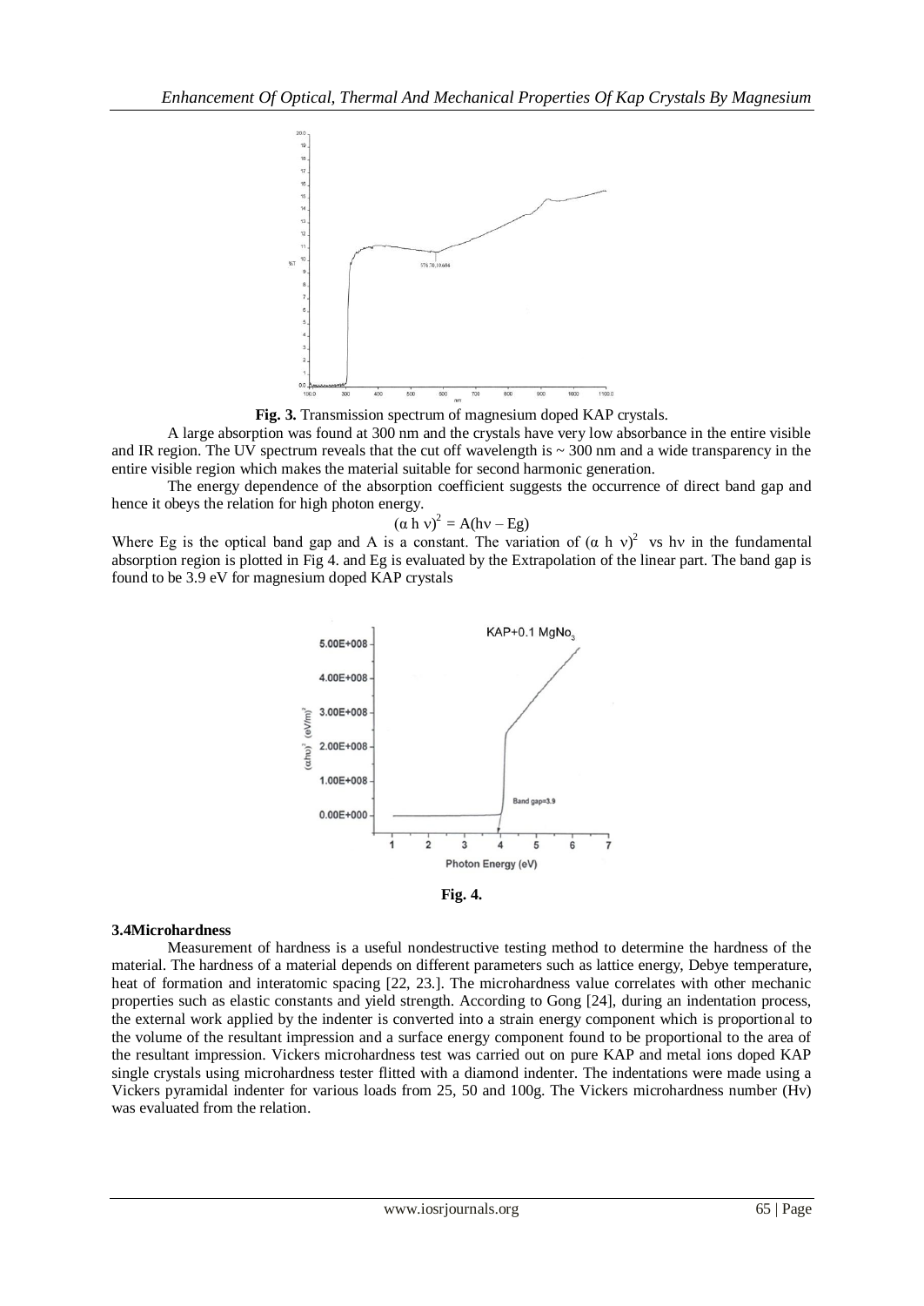**Fig. 3.** Transmission spectrum of magnesium doped KAP crystals.

A large absorption was found at 300 nm and the crystals have very low absorbance in the entire visible and IR region. The UV spectrum reveals that the cut off wavelength is ~ 300 nm and a wide transparency in the entire visible region which makes the material suitable for second harmonic generation.

The energy dependence of the absorption coefficient suggests the occurrence of direct band gap and hence it obeys the relation for high photon energy.

$$(\alpha h \nu)^2 = A(h\nu - Eg)$$

Where Eg is the optical band gap and A is a constant. The variation of $(\alpha h \nu)^2$ vs $h\nu$ in the fundamental absorption region is plotted in Fig 4. and Eg is evaluated by the Extrapolation of the linear part. The band gap is found to be 3.9 eV for magnesium doped KAP crystals

**Fig. 4.**

### 3.4 Microhardness

Measurement of hardness is a useful nondestructive testing method to determine the hardness of the material. The hardness of a material depends on different parameters such as lattice energy, Debye temperature, heat of formation and interatomic spacing [22, 23.]. The microhardness value correlates with other mechanic properties such as elastic constants and yield strength. According to Gong [24], during an indentation process, the external work applied by the indenter is converted into a strain energy component which is proportional to the volume of the resultant impression and a surface energy component found to be proportional to the area of the resultant impression. Vickers microhardness test was carried out on pure KAP and metal ions doped KAP single crystals using microhardness tester flitted with a diamond indenter. The indentations were made using a Vickers pyramidal indenter for various loads from 25, 50 and 100g. The Vickers microhardness number (Hv) was evaluated from the relation.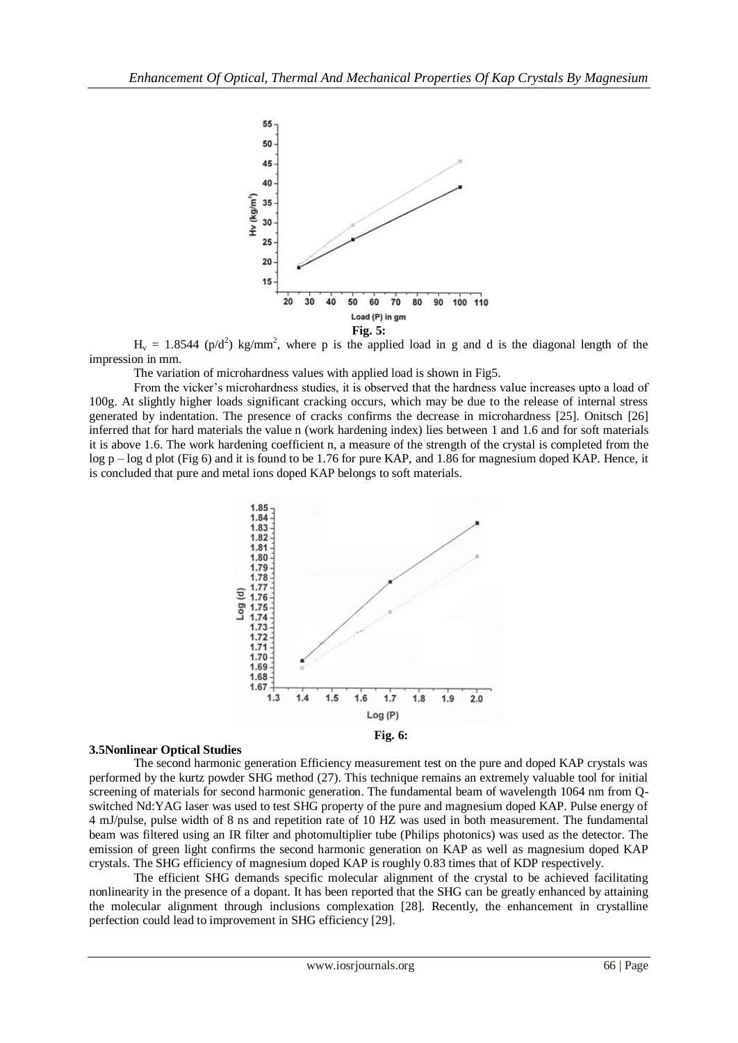**Fig. 5:**

$H_v = 1.8544\ (p/d^2)\ kg/mm^2$, where p is the applied load in g and d is the diagonal length of the impression in mm.

The variation of microhardness values with applied load is shown in Fig5.

From the vicker's microhardness studies, it is observed that the hardness value increases upto a load of 100g. At slightly higher loads significant cracking occurs, which may be due to the release of internal stress generated by indentation. The presence of cracks confirms the decrease in microhardness [25]. Onitsch [26] inferred that for hard materials the value n (work hardening index) lies between 1 and 1.6 and for soft materials it is above 1.6. The work hardening coefficient n, a measure of the strength of the crystal is completed from the log p – log d plot (Fig 6) and it is found to be 1.76 for pure KAP, and 1.86 for magnesium doped KAP. Hence, it is concluded that pure and metal ions doped KAP belongs to soft materials.

**Fig. 6:**

### 3.5 Nonlinear Optical Studies

The second harmonic generation Efficiency measurement test on the pure and doped KAP crystals was performed by the kurtz powder SHG method (27). This technique remains an extremely valuable tool for initial screening of materials for second harmonic generation. The fundamental beam of wavelength 1064 nm from Q-switched Nd:YAG laser was used to test SHG property of the pure and magnesium doped KAP. Pulse energy of 4 mJ/pulse, pulse width of 8 ns and repetition rate of 10 HZ was used in both measurement. The fundamental beam was filtered using an IR filter and photomultiplier tube (Philips photonics) was used as the detector. The emission of green light confirms the second harmonic generation on KAP as well as magnesium doped KAP crystals. The SHG efficiency of magnesium doped KAP is roughly 0.83 times that of KDP respectively.

The efficient SHG demands specific molecular alignment of the crystal to be achieved facilitating nonlinearity in the presence of a dopant. It has been reported that the SHG can be greatly enhanced by attaining the molecular alignment through inclusions complexation [28]. Recently, the enhancement in crystalline perfection could lead to improvement in SHG efficiency [29].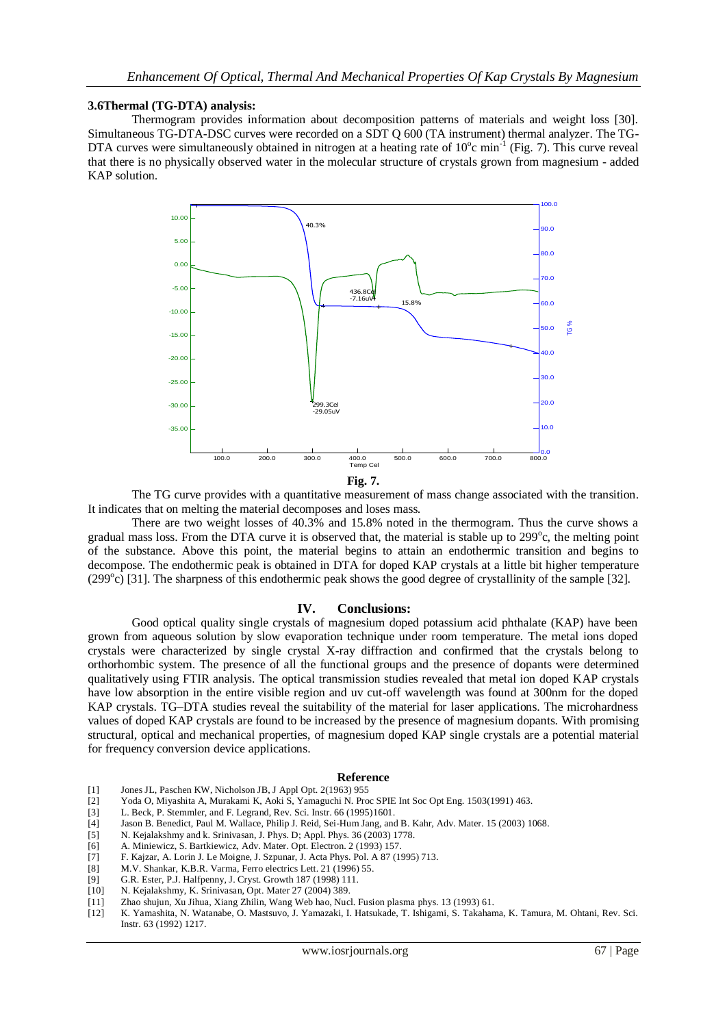### 3.6Thermal (TG-DTA) analysis:

Thermogram provides information about decomposition patterns of materials and weight loss [30]. Simultaneous TG-DTA-DSC curves were recorded on a SDT Q 600 (TA instrument) thermal analyzer. The TG-DTA curves were simultaneously obtained in nitrogen at a heating rate of $10^{o}$c $min^{-1}$ (Fig. 7). This curve reveal that there is no physically observed water in the molecular structure of crystals grown from magnesium - added KAP solution.

**Fig. 7.**

The TG curve provides with a quantitative measurement of mass change associated with the transition. It indicates that on melting the material decomposes and loses mass.

There are two weight losses of 40.3% and 15.8% noted in the thermogram. Thus the curve shows a gradual mass loss. From the DTA curve it is observed that, the material is stable up to $299^{o}$c, the melting point of the substance. Above this point, the material begins to attain an endothermic transition and begins to decompose. The endothermic peak is obtained in DTA for doped KAP crystals at a little bit higher temperature ($299^{o}$c) [31]. The sharpness of this endothermic peak shows the good degree of crystallinity of the sample [32].

## IV. Conclusions:

Good optical quality single crystals of magnesium doped potassium acid phthalate (KAP) have been grown from aqueous solution by slow evaporation technique under room temperature. The metal ions doped crystals were characterized by single crystal X-ray diffraction and confirmed that the crystals belong to orthorhombic system. The presence of all the functional groups and the presence of dopants were determined qualitatively using FTIR analysis. The optical transmission studies revealed that metal ion doped KAP crystals have low absorption in the entire visible region and uv cut-off wavelength was found at 300nm for the doped KAP crystals. TG–DTA studies reveal the suitability of the material for laser applications. The microhardness values of doped KAP crystals are found to be increased by the presence of magnesium dopants. With promising structural, optical and mechanical properties, of magnesium doped KAP single crystals are a potential material for frequency conversion device applications.

## Reference

[1] Jones JL, Paschen KW, Nicholson JB, J Appl Opt. 2(1963) 955
[2] Yoda O, Miyashita A, Murakami K, Aoki S, Yamaguchi N. Proc SPIE Int Soc Opt Eng. 1503(1991) 463.
[3] L. Beck, P. Stemmler, and F. Legrand, Rev. Sci. Instr. 66 (1995)1601.
[4] Jason B. Benedict, Paul M. Wallace, Philip J. Reid, Sei-Hum Jang, and B. Kahr, Adv. Mater. 15 (2003) 1068.
[5] N. Kejalakshmy and k. Srinivasan, J. Phys. D; Appl. Phys. 36 (2003) 1778.
[6] A. Miniewicz, S. Bartkiewicz, Adv. Mater. Opt. Electron. 2 (1993) 157.
[7] F. Kajzar, A. Lorin J. Le Moigne, J. Szpunar, J. Acta Phys. Pol. A 87 (1995) 713.
[8] M.V. Shankar, K.B.R. Varma, Ferro electrics Lett. 21 (1996) 55.
[9] G.R. Ester, P.J. Halfpenny, J. Cryst. Growth 187 (1998) 111.
[10] N. Kejalakshmy, K. Srinivasan, Opt. Mater 27 (2004) 389.
[11] Zhao shujun, Xu Jihua, Xiang Zhilin, Wang Web hao, Nucl. Fusion plasma phys. 13 (1993) 61.
[12] K. Yamashita, N. Watanabe, O. Mastsuvo, J. Yamazaki, I. Hatsukade, T. Ishigami, S. Takahama, K. Tamura, M. Ohtani, Rev. Sci. Instr. 63 (1992) 1217.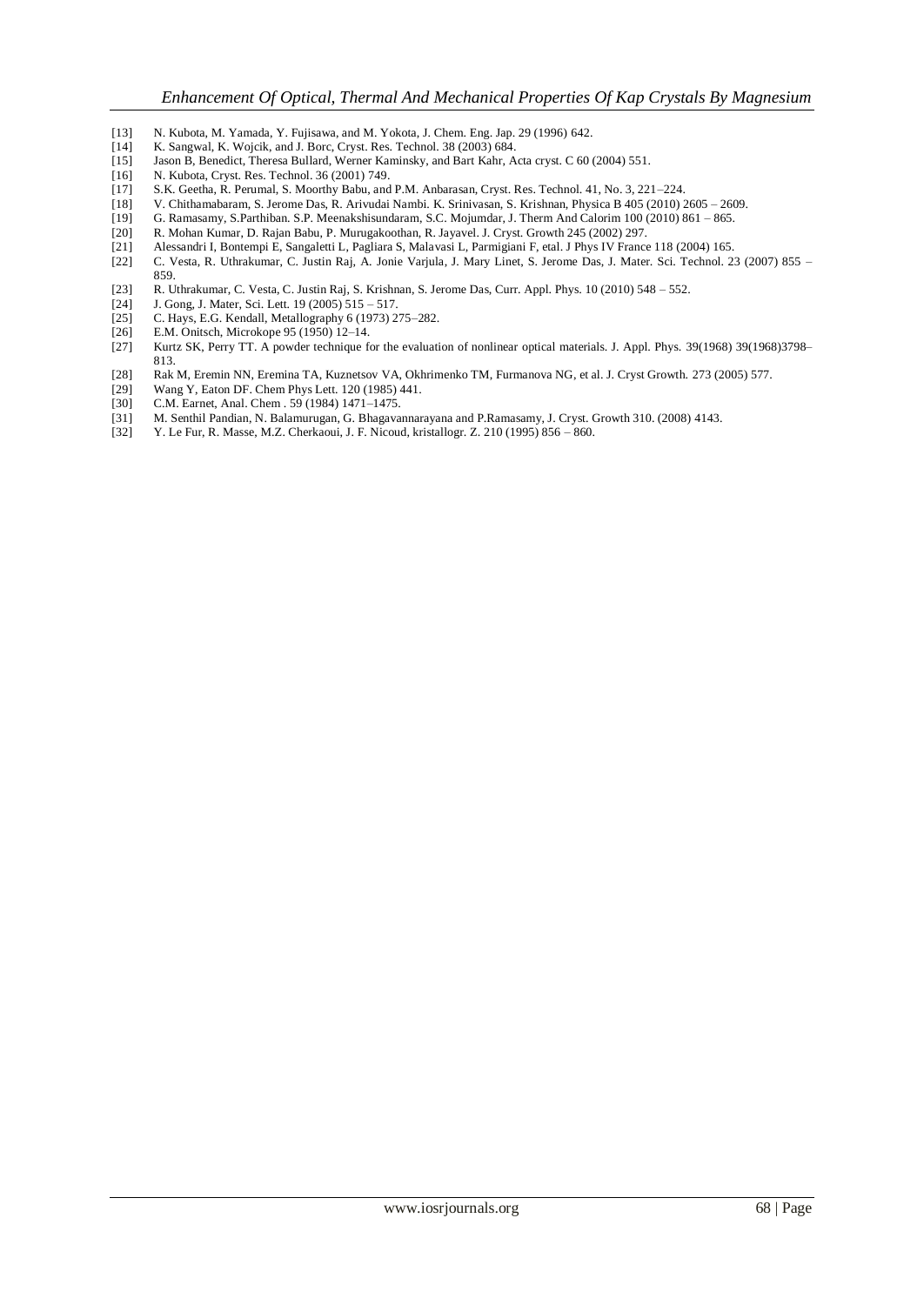[13] N. Kubota, M. Yamada, Y. Fujisawa, and M. Yokota, J. Chem. Eng. Jap. 29 (1996) 642.

[14] K. Sangwal, K. Wojcik, and J. Borc, Cryst. Res. Technol. 38 (2003) 684.

[15] Jason B, Benedict, Theresa Bullard, Werner Kaminsky, and Bart Kahr, Acta cryst. C 60 (2004) 551.

[16] N. Kubota, Cryst. Res. Technol. 36 (2001) 749.

[17] S.K. Geetha, R. Perumal, S. Moorthy Babu, and P.M. Anbarasan, Cryst. Res. Technol. 41, No. 3, 221–224.

[18] V. Chithamabaram, S. Jerome Das, R. Arivudai Nambi. K. Srinivasan, S. Krishnan, Physica B 405 (2010) 2605 – 2609.

[19] G. Ramasamy, S.Parthiban. S.P. Meenakshisundaram, S.C. Mojumdar, J. Therm And Calorim 100 (2010) 861 – 865.

[20] R. Mohan Kumar, D. Rajan Babu, P. Murugakoothan, R. Jayavel. J. Cryst. Growth 245 (2002) 297.

[21] Alessandri I, Bontempi E, Sangaletti L, Pagliara S, Malavasi L, Parmigiani F, etal. J Phys IV France 118 (2004) 165.

[22] C. Vesta, R. Uthrakumar, C. Justin Raj, A. Jonie Varjula, J. Mary Linet, S. Jerome Das, J. Mater. Sci. Technol. 23 (2007) 855 – 859.

[23] R. Uthrakumar, C. Vesta, C. Justin Raj, S. Krishnan, S. Jerome Das, Curr. Appl. Phys. 10 (2010) 548 – 552.

[24] J. Gong, J. Mater, Sci. Lett. 19 (2005) 515 – 517.

[25] C. Hays, E.G. Kendall, Metallography 6 (1973) 275–282.

[26] E.M. Onitsch, Microkope 95 (1950) 12–14.

[27] Kurtz SK, Perry TT. A powder technique for the evaluation of nonlinear optical materials. J. Appl. Phys. 39(1968) 39(1968)3798–813.

[28] Rak M, Eremin NN, Eremina TA, Kuznetsov VA, Okhrimenko TM, Furmanova NG, et al. J. Cryst Growth. 273 (2005) 577.

[29] Wang Y, Eaton DF. Chem Phys Lett. 120 (1985) 441.

[30] C.M. Earnet, Anal. Chem . 59 (1984) 1471–1475.

[31] M. Senthil Pandian, N. Balamurugan, G. Bhagavannarayana and P.Ramasamy, J. Cryst. Growth 310. (2008) 4143.

[32] Y. Le Fur, R. Masse, M.Z. Cherkaoui, J. F. Nicoud, kristallogr. Z. 210 (1995) 856 – 860.